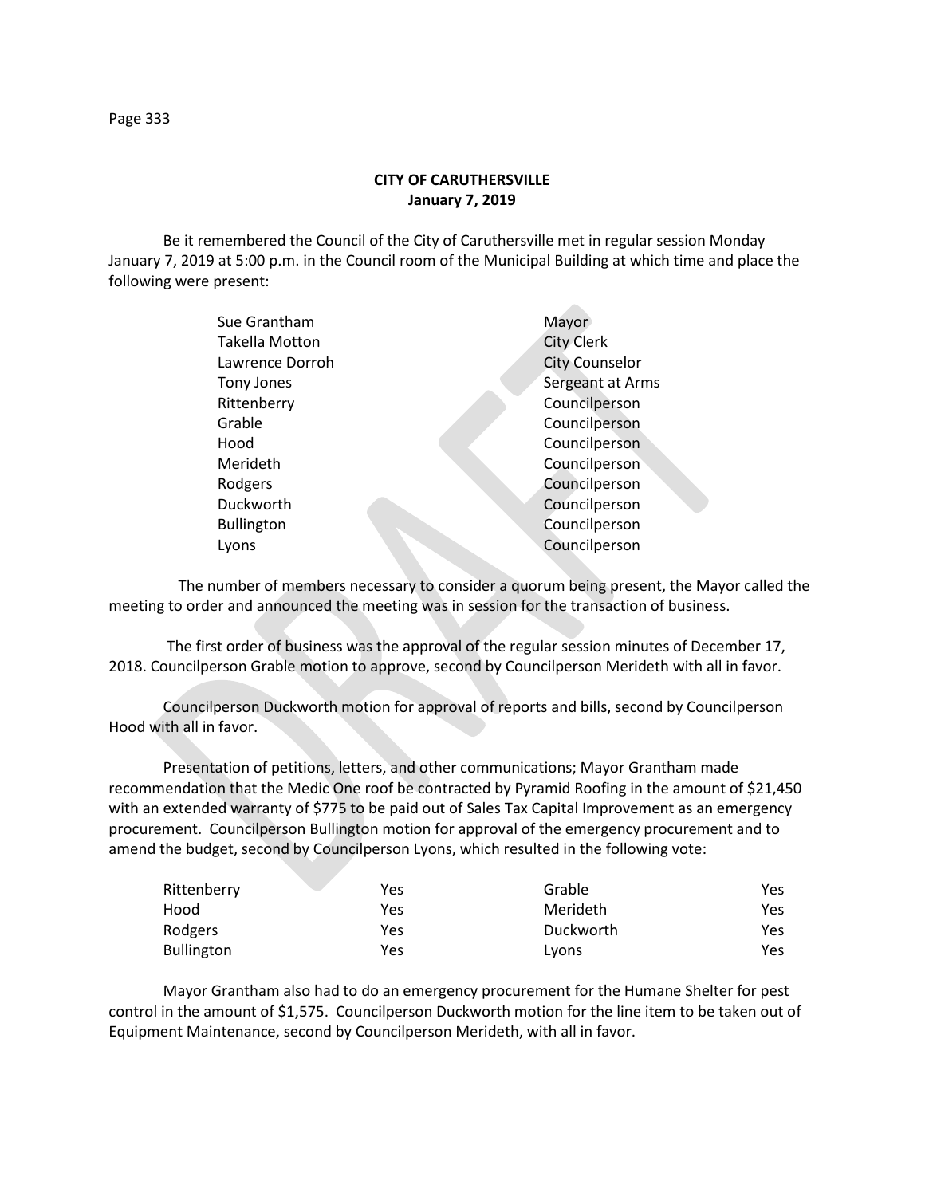**CITY OF CARUTHERSVILLE**
**January 7, 2019**

Be it remembered the Council of the City of Caruthersville met in regular session Monday January 7, 2019 at 5:00 p.m. in the Council room of the Municipal Building at which time and place the following were present:

| | |
|---|---|
| Sue Grantham | Mayor |
| Takella Motton | City Clerk |
| Lawrence Dorroh | City Counselor |
| Tony Jones | Sergeant at Arms |
| Rittenberry | Councilperson |
| Grable | Councilperson |
| Hood | Councilperson |
| Merideth | Councilperson |
| Rodgers | Councilperson |
| Duckworth | Councilperson |
| Bullington | Councilperson |
| Lyons | Councilperson |

The number of members necessary to consider a quorum being present, the Mayor called the meeting to order and announced the meeting was in session for the transaction of business.

The first order of business was the approval of the regular session minutes of December 17, 2018. Councilperson Grable motion to approve, second by Councilperson Merideth with all in favor.

Councilperson Duckworth motion for approval of reports and bills, second by Councilperson Hood with all in favor.

Presentation of petitions, letters, and other communications; Mayor Grantham made recommendation that the Medic One roof be contracted by Pyramid Roofing in the amount of $21,450 with an extended warranty of $775 to be paid out of Sales Tax Capital Improvement as an emergency procurement. Councilperson Bullington motion for approval of the emergency procurement and to amend the budget, second by Councilperson Lyons, which resulted in the following vote:

| | | | |
|---|---|---|---|
| Rittenberry | Yes | Grable | Yes |
| Hood | Yes | Merideth | Yes |
| Rodgers | Yes | Duckworth | Yes |
| Bullington | Yes | Lyons | Yes |

Mayor Grantham also had to do an emergency procurement for the Humane Shelter for pest control in the amount of $1,575. Councilperson Duckworth motion for the line item to be taken out of Equipment Maintenance, second by Councilperson Merideth, with all in favor.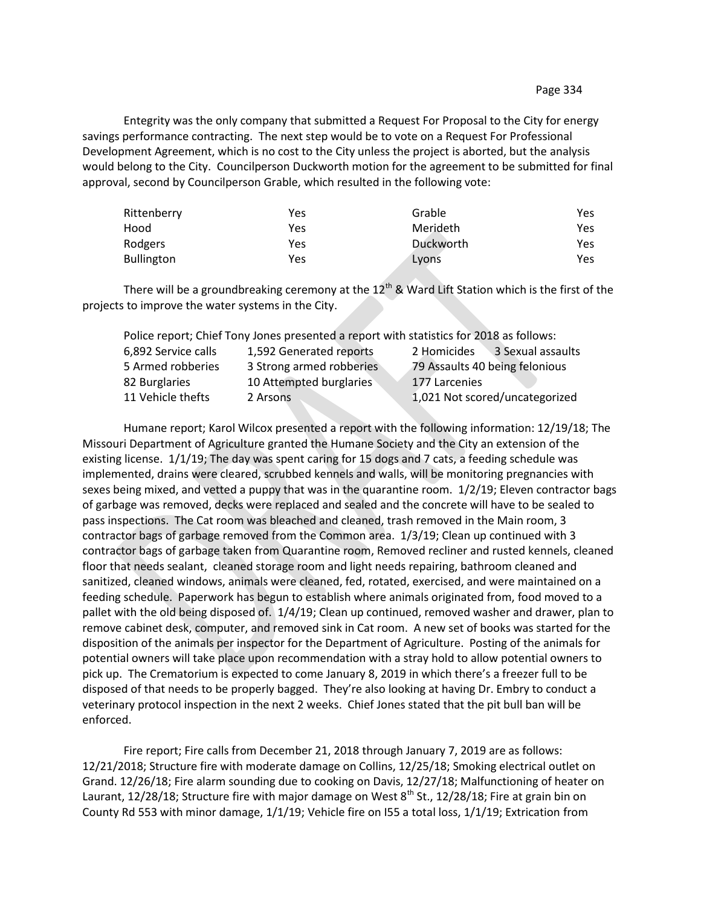Entegrity was the only company that submitted a Request For Proposal to the City for energy savings performance contracting. The next step would be to vote on a Request For Professional Development Agreement, which is no cost to the City unless the project is aborted, but the analysis would belong to the City. Councilperson Duckworth motion for the agreement to be submitted for final approval, second by Councilperson Grable, which resulted in the following vote:

| | | | |
|---|---|---|---|
| Rittenberry | Yes | Grable | Yes |
| Hood | Yes | Merideth | Yes |
| Rodgers | Yes | Duckworth | Yes |
| Bullington | Yes | Lyons | Yes |

There will be a groundbreaking ceremony at the 12th & Ward Lift Station which is the first of the projects to improve the water systems in the City.

Police report; Chief Tony Jones presented a report with statistics for 2018 as follows:

| | | |
|---|---|---|
| 6,892 Service calls | 1,592 Generated reports | 2 Homicides 3 Sexual assaults |
| 5 Armed robberies | 3 Strong armed robberies | 79 Assaults 40 being felonious |
| 82 Burglaries | 10 Attempted burglaries | 177 Larcenies |
| 11 Vehicle thefts | 2 Arsons | 1,021 Not scored/uncategorized |

Humane report; Karol Wilcox presented a report with the following information: 12/19/18; The Missouri Department of Agriculture granted the Humane Society and the City an extension of the existing license. 1/1/19; The day was spent caring for 15 dogs and 7 cats, a feeding schedule was implemented, drains were cleared, scrubbed kennels and walls, will be monitoring pregnancies with sexes being mixed, and vetted a puppy that was in the quarantine room. 1/2/19; Eleven contractor bags of garbage was removed, decks were replaced and sealed and the concrete will have to be sealed to pass inspections. The Cat room was bleached and cleaned, trash removed in the Main room, 3 contractor bags of garbage removed from the Common area. 1/3/19; Clean up continued with 3 contractor bags of garbage taken from Quarantine room, Removed recliner and rusted kennels, cleaned floor that needs sealant, cleaned storage room and light needs repairing, bathroom cleaned and sanitized, cleaned windows, animals were cleaned, fed, rotated, exercised, and were maintained on a feeding schedule. Paperwork has begun to establish where animals originated from, food moved to a pallet with the old being disposed of. 1/4/19; Clean up continued, removed washer and drawer, plan to remove cabinet desk, computer, and removed sink in Cat room. A new set of books was started for the disposition of the animals per inspector for the Department of Agriculture. Posting of the animals for potential owners will take place upon recommendation with a stray hold to allow potential owners to pick up. The Crematorium is expected to come January 8, 2019 in which there's a freezer full to be disposed of that needs to be properly bagged. They're also looking at having Dr. Embry to conduct a veterinary protocol inspection in the next 2 weeks. Chief Jones stated that the pit bull ban will be enforced.

Fire report; Fire calls from December 21, 2018 through January 7, 2019 are as follows: 12/21/2018; Structure fire with moderate damage on Collins, 12/25/18; Smoking electrical outlet on Grand. 12/26/18; Fire alarm sounding due to cooking on Davis, 12/27/18; Malfunctioning of heater on Laurant, 12/28/18; Structure fire with major damage on West 8th St., 12/28/18; Fire at grain bin on County Rd 553 with minor damage, 1/1/19; Vehicle fire on I55 a total loss, 1/1/19; Extrication from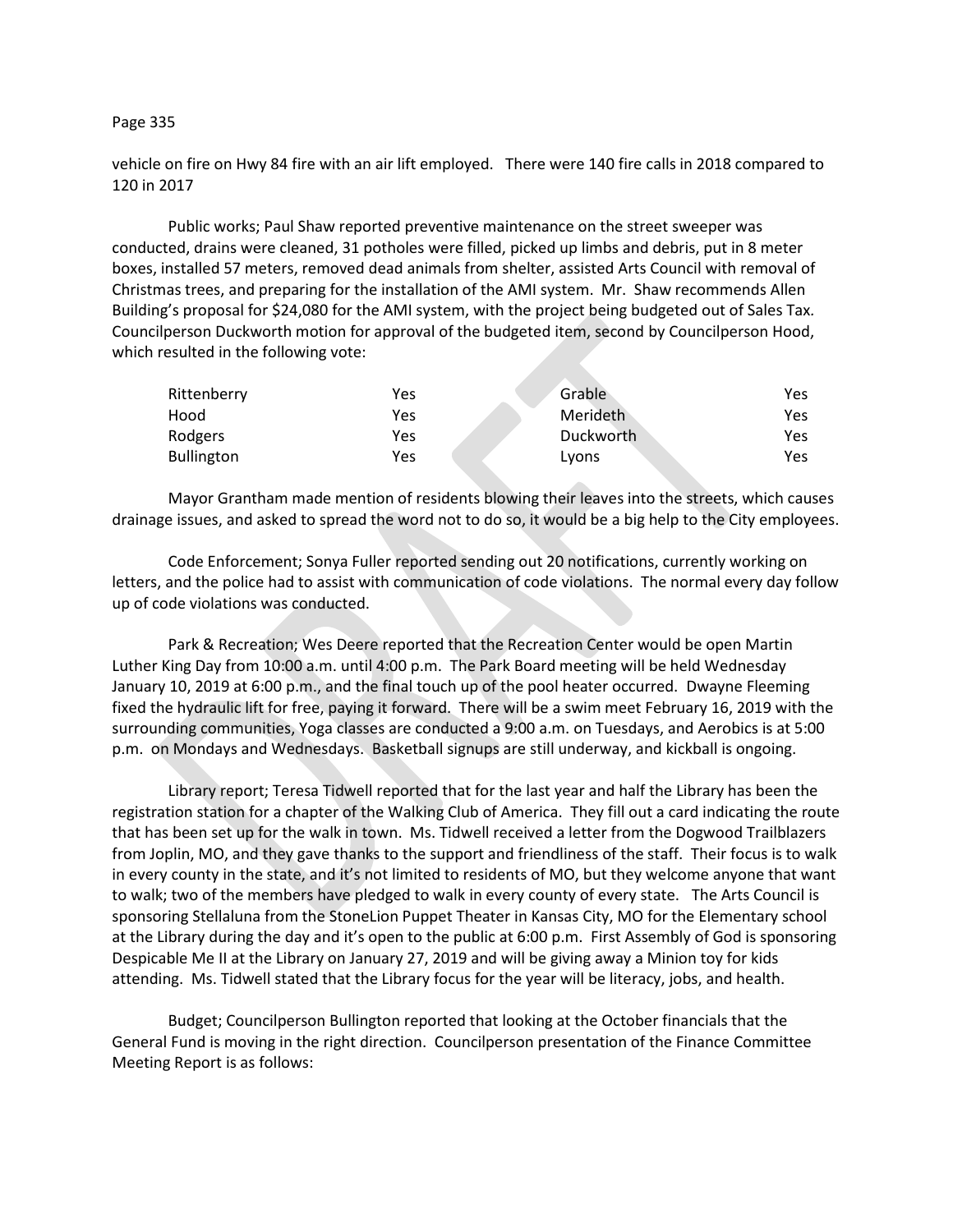vehicle on fire on Hwy 84 fire with an air lift employed.   There were 140 fire calls in 2018 compared to 120 in 2017

Public works; Paul Shaw reported preventive maintenance on the street sweeper was conducted, drains were cleaned, 31 potholes were filled, picked up limbs and debris, put in 8 meter boxes, installed 57 meters, removed dead animals from shelter, assisted Arts Council with removal of Christmas trees, and preparing for the installation of the AMI system.  Mr.  Shaw recommends Allen Building's proposal for $24,080 for the AMI system, with the project being budgeted out of Sales Tax. Councilperson Duckworth motion for approval of the budgeted item, second by Councilperson Hood, which resulted in the following vote:

| | | | |
|---|---|---|---|
| Rittenberry | Yes | Grable | Yes |
| Hood | Yes | Merideth | Yes |
| Rodgers | Yes | Duckworth | Yes |
| Bullington | Yes | Lyons | Yes |

Mayor Grantham made mention of residents blowing their leaves into the streets, which causes drainage issues, and asked to spread the word not to do so, it would be a big help to the City employees.

Code Enforcement; Sonya Fuller reported sending out 20 notifications, currently working on letters, and the police had to assist with communication of code violations.  The normal every day follow up of code violations was conducted.

Park & Recreation; Wes Deere reported that the Recreation Center would be open Martin Luther King Day from 10:00 a.m. until 4:00 p.m.  The Park Board meeting will be held Wednesday January 10, 2019 at 6:00 p.m., and the final touch up of the pool heater occurred.  Dwayne Fleeming fixed the hydraulic lift for free, paying it forward.  There will be a swim meet February 16, 2019 with the surrounding communities, Yoga classes are conducted a 9:00 a.m. on Tuesdays, and Aerobics is at 5:00 p.m.  on Mondays and Wednesdays.  Basketball signups are still underway, and kickball is ongoing.

Library report; Teresa Tidwell reported that for the last year and half the Library has been the registration station for a chapter of the Walking Club of America.  They fill out a card indicating the route that has been set up for the walk in town.  Ms. Tidwell received a letter from the Dogwood Trailblazers from Joplin, MO, and they gave thanks to the support and friendliness of the staff.  Their focus is to walk in every county in the state, and it's not limited to residents of MO, but they welcome anyone that want to walk; two of the members have pledged to walk in every county of every state.   The Arts Council is sponsoring Stellaluna from the StoneLion Puppet Theater in Kansas City, MO for the Elementary school at the Library during the day and it's open to the public at 6:00 p.m.  First Assembly of God is sponsoring Despicable Me II at the Library on January 27, 2019 and will be giving away a Minion toy for kids attending.  Ms. Tidwell stated that the Library focus for the year will be literacy, jobs, and health.

Budget; Councilperson Bullington reported that looking at the October financials that the General Fund is moving in the right direction.  Councilperson presentation of the Finance Committee Meeting Report is as follows: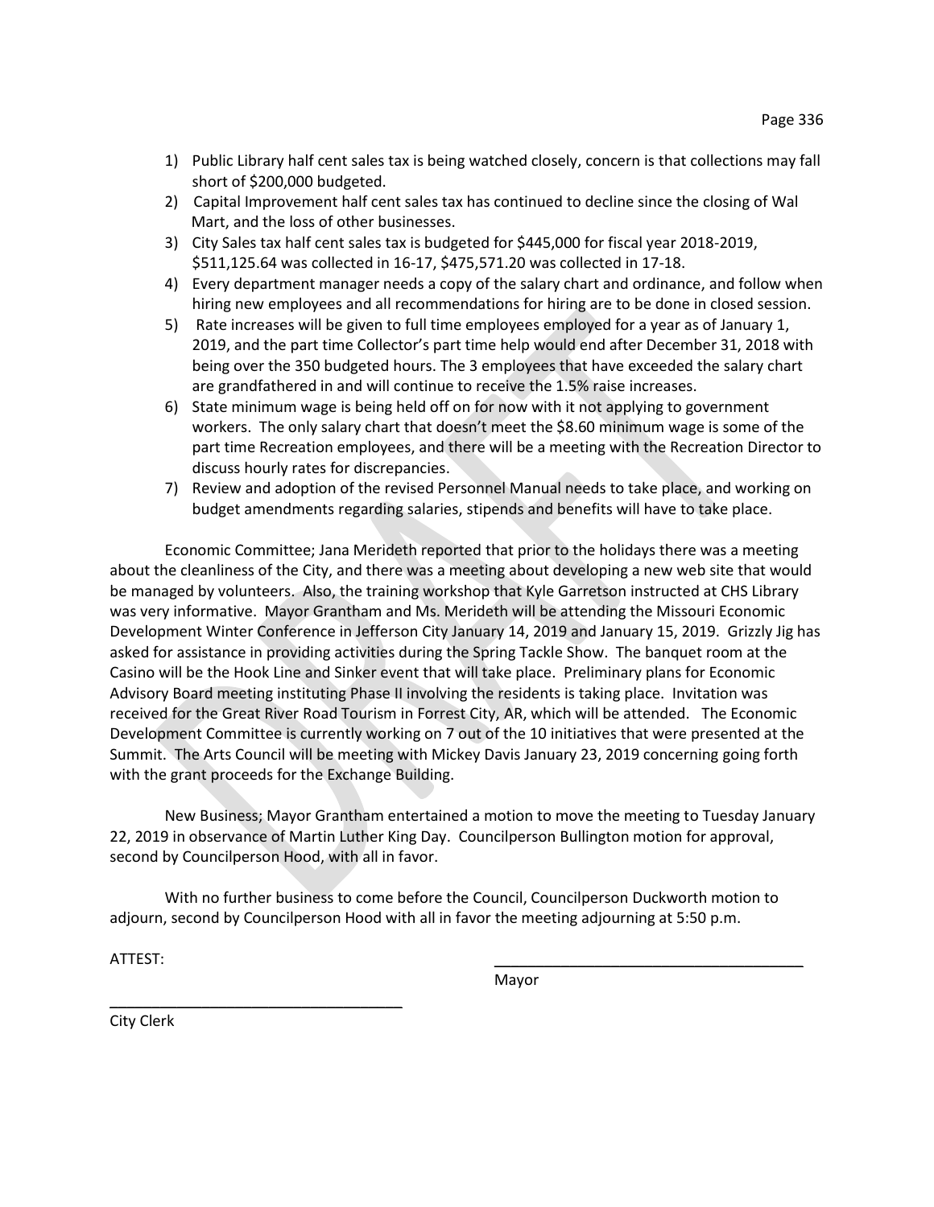1) Public Library half cent sales tax is being watched closely, concern is that collections may fall short of $200,000 budgeted.
2) Capital Improvement half cent sales tax has continued to decline since the closing of Wal Mart, and the loss of other businesses.
3) City Sales tax half cent sales tax is budgeted for $445,000 for fiscal year 2018-2019, $511,125.64 was collected in 16-17, $475,571.20 was collected in 17-18.
4) Every department manager needs a copy of the salary chart and ordinance, and follow when hiring new employees and all recommendations for hiring are to be done in closed session.
5) Rate increases will be given to full time employees employed for a year as of January 1, 2019, and the part time Collector's part time help would end after December 31, 2018 with being over the 350 budgeted hours. The 3 employees that have exceeded the salary chart are grandfathered in and will continue to receive the 1.5% raise increases.
6) State minimum wage is being held off on for now with it not applying to government workers. The only salary chart that doesn't meet the $8.60 minimum wage is some of the part time Recreation employees, and there will be a meeting with the Recreation Director to discuss hourly rates for discrepancies.
7) Review and adoption of the revised Personnel Manual needs to take place, and working on budget amendments regarding salaries, stipends and benefits will have to take place.

Economic Committee; Jana Merideth reported that prior to the holidays there was a meeting about the cleanliness of the City, and there was a meeting about developing a new web site that would be managed by volunteers. Also, the training workshop that Kyle Garretson instructed at CHS Library was very informative. Mayor Grantham and Ms. Merideth will be attending the Missouri Economic Development Winter Conference in Jefferson City January 14, 2019 and January 15, 2019. Grizzly Jig has asked for assistance in providing activities during the Spring Tackle Show. The banquet room at the Casino will be the Hook Line and Sinker event that will take place. Preliminary plans for Economic Advisory Board meeting instituting Phase II involving the residents is taking place. Invitation was received for the Great River Road Tourism in Forrest City, AR, which will be attended. The Economic Development Committee is currently working on 7 out of the 10 initiatives that were presented at the Summit. The Arts Council will be meeting with Mickey Davis January 23, 2019 concerning going forth with the grant proceeds for the Exchange Building.

New Business; Mayor Grantham entertained a motion to move the meeting to Tuesday January 22, 2019 in observance of Martin Luther King Day. Councilperson Bullington motion for approval, second by Councilperson Hood, with all in favor.

With no further business to come before the Council, Councilperson Duckworth motion to adjourn, second by Councilperson Hood with all in favor the meeting adjourning at 5:50 p.m.

ATTEST: \_\_\_\_\_\_\_\_\_\_\_\_\_\_\_\_\_\_\_\_\_\_\_\_\_\_\_\_\_\_\_\_\_\_\_\_

Mayor

\_\_\_\_\_\_\_\_\_\_\_\_\_\_\_\_\_\_\_\_\_\_\_\_\_\_\_\_\_\_\_\_\_\_\_\_

City Clerk